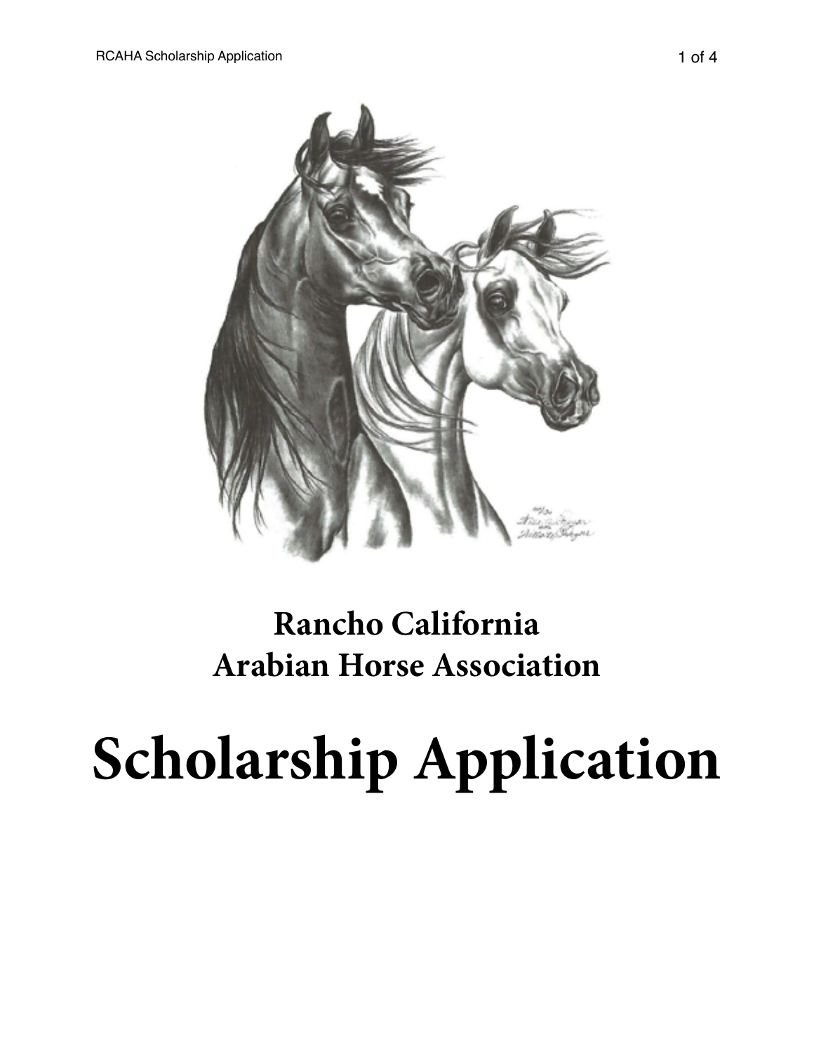# Rancho California Arabian Horse Association

# Scholarship Application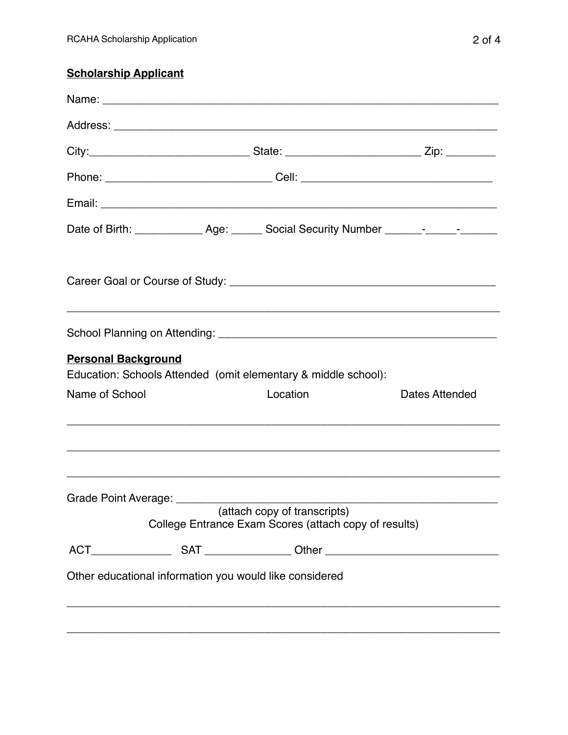**Scholarship Applicant**

Name: ___________________________________________________________________

Address: _________________________________________________________________

City:__________________________ State: ______________________ Zip: ________

Phone: ___________________________ Cell: _______________________________

Email: ___________________________________________________________________

Date of Birth: ___________ Age: _____ Social Security Number ______-_____-______

Career Goal or Course of Study: ____________________________________________

________________________________________________________________________

School Planning on Attending: _______________________________________________

**Personal Background**

Education: Schools Attended (omit elementary & middle school):

| Name of School | Location | Dates Attended |
|---|---|---|
| | | |
| | | |
| | | |

Grade Point Average: _____________________________________________________

(attach copy of transcripts)

College Entrance Exam Scores (attach copy of results)

ACT_____________ SAT ______________ Other ____________________________

Other educational information you would like considered

________________________________________________________________________

________________________________________________________________________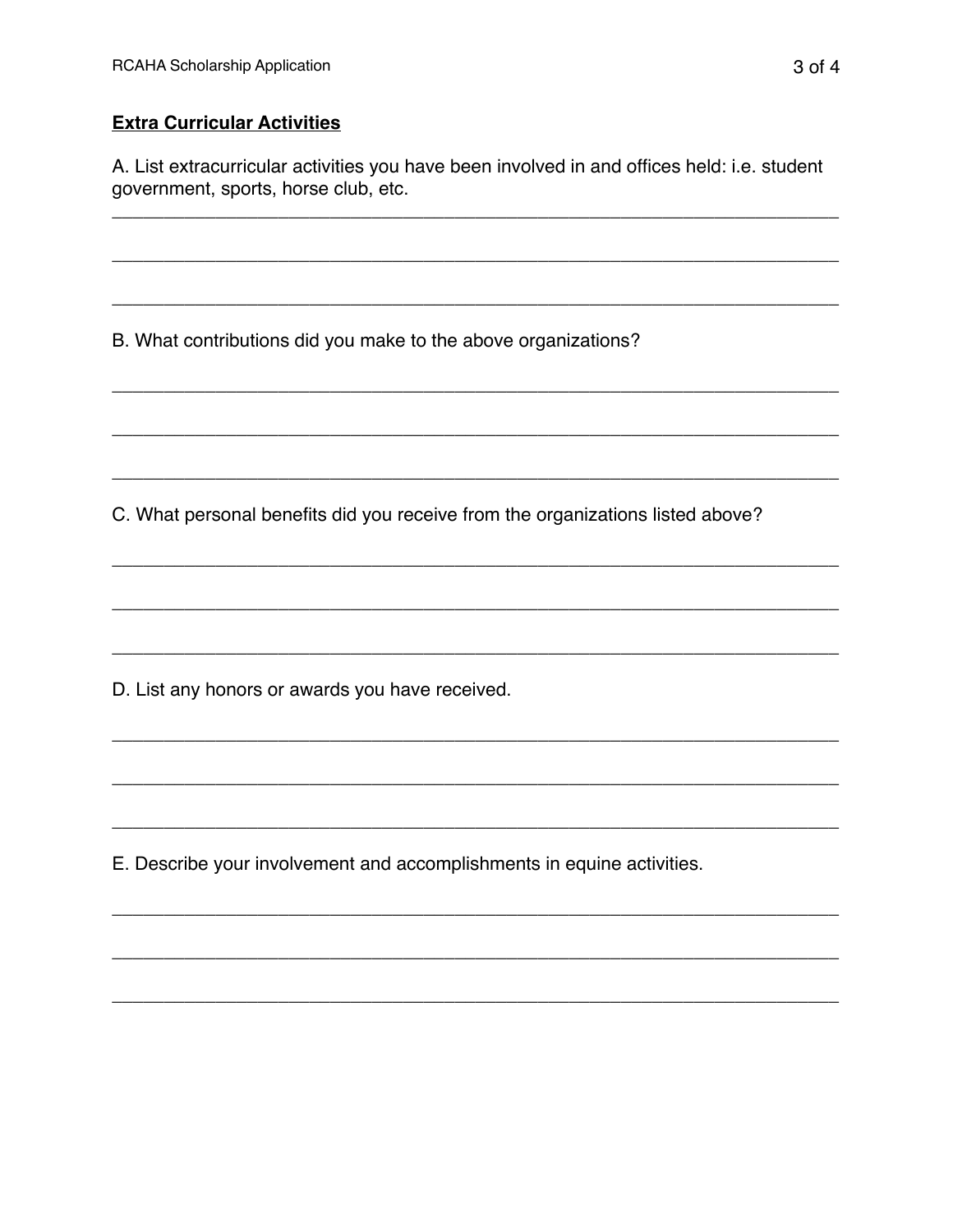**Extra Curricular Activities**

A. List extracurricular activities you have been involved in and offices held: i.e. student government, sports, horse club, etc.

\_\_\_\_\_\_\_\_\_\_\_\_\_\_\_\_\_\_\_\_\_\_\_\_\_\_\_\_\_\_\_\_\_\_\_\_\_\_\_\_\_\_\_\_\_\_\_\_\_\_\_\_\_\_\_\_\_\_\_\_\_\_\_\_\_\_\_\_\_\_\_\_

\_\_\_\_\_\_\_\_\_\_\_\_\_\_\_\_\_\_\_\_\_\_\_\_\_\_\_\_\_\_\_\_\_\_\_\_\_\_\_\_\_\_\_\_\_\_\_\_\_\_\_\_\_\_\_\_\_\_\_\_\_\_\_\_\_\_\_\_\_\_\_\_

\_\_\_\_\_\_\_\_\_\_\_\_\_\_\_\_\_\_\_\_\_\_\_\_\_\_\_\_\_\_\_\_\_\_\_\_\_\_\_\_\_\_\_\_\_\_\_\_\_\_\_\_\_\_\_\_\_\_\_\_\_\_\_\_\_\_\_\_\_\_\_\_

B. What contributions did you make to the above organizations?

\_\_\_\_\_\_\_\_\_\_\_\_\_\_\_\_\_\_\_\_\_\_\_\_\_\_\_\_\_\_\_\_\_\_\_\_\_\_\_\_\_\_\_\_\_\_\_\_\_\_\_\_\_\_\_\_\_\_\_\_\_\_\_\_\_\_\_\_\_\_\_\_

\_\_\_\_\_\_\_\_\_\_\_\_\_\_\_\_\_\_\_\_\_\_\_\_\_\_\_\_\_\_\_\_\_\_\_\_\_\_\_\_\_\_\_\_\_\_\_\_\_\_\_\_\_\_\_\_\_\_\_\_\_\_\_\_\_\_\_\_\_\_\_\_

\_\_\_\_\_\_\_\_\_\_\_\_\_\_\_\_\_\_\_\_\_\_\_\_\_\_\_\_\_\_\_\_\_\_\_\_\_\_\_\_\_\_\_\_\_\_\_\_\_\_\_\_\_\_\_\_\_\_\_\_\_\_\_\_\_\_\_\_\_\_\_\_

C. What personal benefits did you receive from the organizations listed above?

\_\_\_\_\_\_\_\_\_\_\_\_\_\_\_\_\_\_\_\_\_\_\_\_\_\_\_\_\_\_\_\_\_\_\_\_\_\_\_\_\_\_\_\_\_\_\_\_\_\_\_\_\_\_\_\_\_\_\_\_\_\_\_\_\_\_\_\_\_\_\_\_

\_\_\_\_\_\_\_\_\_\_\_\_\_\_\_\_\_\_\_\_\_\_\_\_\_\_\_\_\_\_\_\_\_\_\_\_\_\_\_\_\_\_\_\_\_\_\_\_\_\_\_\_\_\_\_\_\_\_\_\_\_\_\_\_\_\_\_\_\_\_\_\_

\_\_\_\_\_\_\_\_\_\_\_\_\_\_\_\_\_\_\_\_\_\_\_\_\_\_\_\_\_\_\_\_\_\_\_\_\_\_\_\_\_\_\_\_\_\_\_\_\_\_\_\_\_\_\_\_\_\_\_\_\_\_\_\_\_\_\_\_\_\_\_\_

D. List any honors or awards you have received.

\_\_\_\_\_\_\_\_\_\_\_\_\_\_\_\_\_\_\_\_\_\_\_\_\_\_\_\_\_\_\_\_\_\_\_\_\_\_\_\_\_\_\_\_\_\_\_\_\_\_\_\_\_\_\_\_\_\_\_\_\_\_\_\_\_\_\_\_\_\_\_\_

\_\_\_\_\_\_\_\_\_\_\_\_\_\_\_\_\_\_\_\_\_\_\_\_\_\_\_\_\_\_\_\_\_\_\_\_\_\_\_\_\_\_\_\_\_\_\_\_\_\_\_\_\_\_\_\_\_\_\_\_\_\_\_\_\_\_\_\_\_\_\_\_

\_\_\_\_\_\_\_\_\_\_\_\_\_\_\_\_\_\_\_\_\_\_\_\_\_\_\_\_\_\_\_\_\_\_\_\_\_\_\_\_\_\_\_\_\_\_\_\_\_\_\_\_\_\_\_\_\_\_\_\_\_\_\_\_\_\_\_\_\_\_\_\_

E. Describe your involvement and accomplishments in equine activities.

\_\_\_\_\_\_\_\_\_\_\_\_\_\_\_\_\_\_\_\_\_\_\_\_\_\_\_\_\_\_\_\_\_\_\_\_\_\_\_\_\_\_\_\_\_\_\_\_\_\_\_\_\_\_\_\_\_\_\_\_\_\_\_\_\_\_\_\_\_\_\_\_

\_\_\_\_\_\_\_\_\_\_\_\_\_\_\_\_\_\_\_\_\_\_\_\_\_\_\_\_\_\_\_\_\_\_\_\_\_\_\_\_\_\_\_\_\_\_\_\_\_\_\_\_\_\_\_\_\_\_\_\_\_\_\_\_\_\_\_\_\_\_\_\_

\_\_\_\_\_\_\_\_\_\_\_\_\_\_\_\_\_\_\_\_\_\_\_\_\_\_\_\_\_\_\_\_\_\_\_\_\_\_\_\_\_\_\_\_\_\_\_\_\_\_\_\_\_\_\_\_\_\_\_\_\_\_\_\_\_\_\_\_\_\_\_\_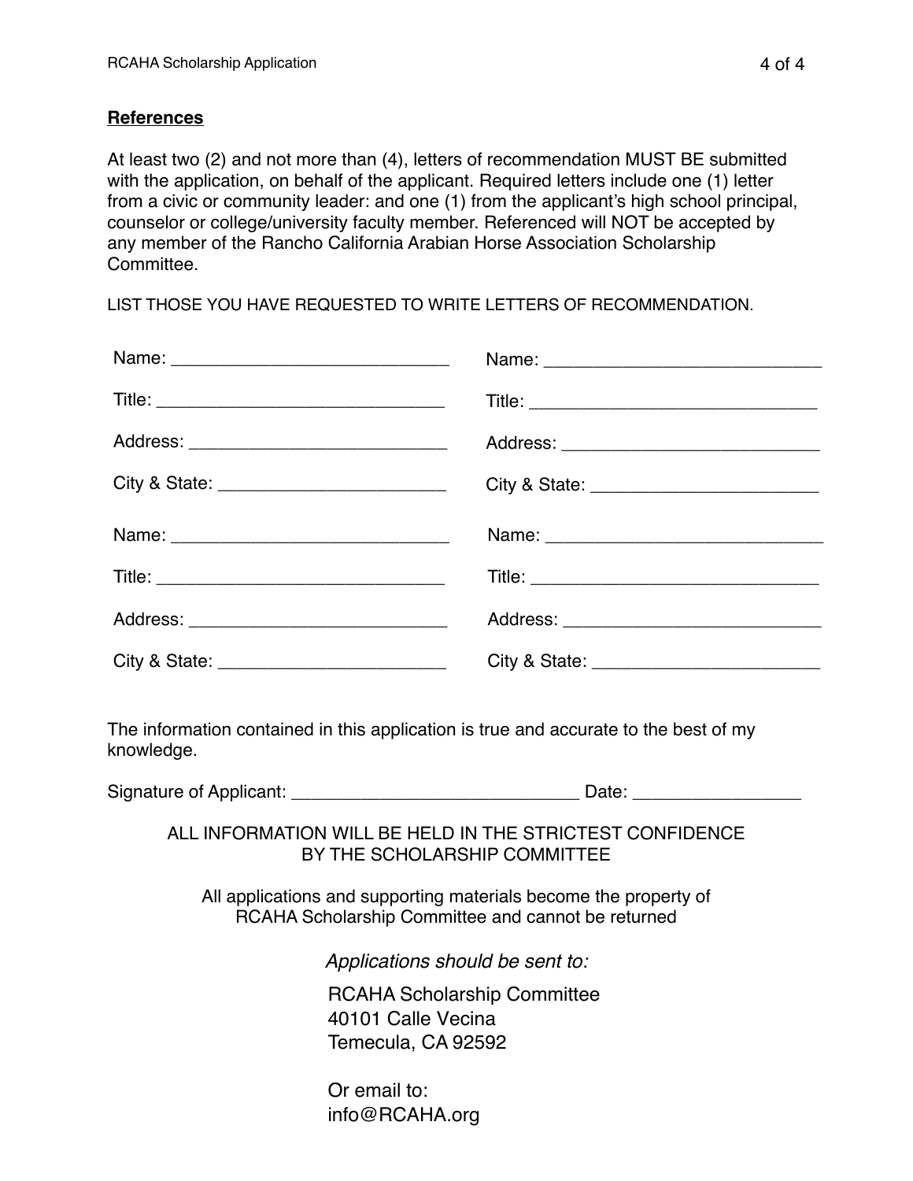**References**

At least two (2) and not more than (4), letters of recommendation MUST BE submitted with the application, on behalf of the applicant. Required letters include one (1) letter from a civic or community leader: and one (1) from the applicant's high school principal, counselor or college/university faculty member. Referenced will NOT be accepted by any member of the Rancho California Arabian Horse Association Scholarship Committee.

LIST THOSE YOU HAVE REQUESTED TO WRITE LETTERS OF RECOMMENDATION.

| | |
|---|---|
| Name: ____________________________ | Name: ____________________________ |
| Title: ______________________________ | Title: ______________________________ |
| Address: __________________________ | Address: __________________________ |
| City & State: _______________________ | City & State: _______________________ |
| Name: ____________________________ | Name: ____________________________ |
| Title: ______________________________ | Title: ______________________________ |
| Address: __________________________ | Address: __________________________ |
| City & State: _______________________ | City & State: _______________________ |

The information contained in this application is true and accurate to the best of my knowledge.

Signature of Applicant: ____________________________ Date: ________________

ALL INFORMATION WILL BE HELD IN THE STRICTEST CONFIDENCE
BY THE SCHOLARSHIP COMMITTEE

All applications and supporting materials become the property of
RCAHA Scholarship Committee and cannot be returned

*Applications should be sent to:*

RCAHA Scholarship Committee
40101 Calle Vecina
Temecula, CA 92592

Or email to:
info@RCAHA.org